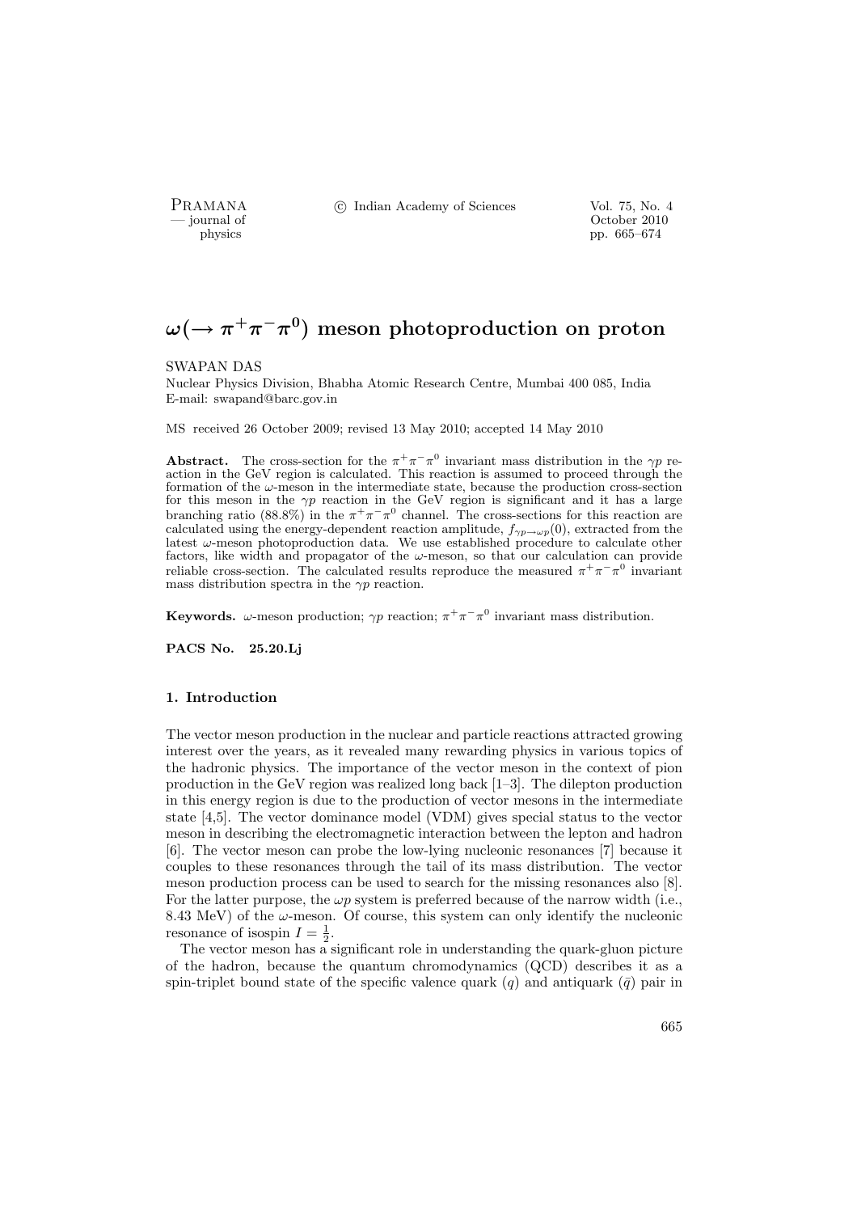# $\omega(\rightarrow \pi^+\pi^-\pi^0)$ meson photoproduction on proton

SWAPAN DAS

Nuclear Physics Division, Bhabha Atomic Research Centre, Mumbai 400 085, India
E-mail: swapand@barc.gov.in

MS received 26 October 2009; revised 13 May 2010; accepted 14 May 2010

**Abstract.** The cross-section for the $\pi^+\pi^-\pi^0$ invariant mass distribution in the $\gamma p$ reaction in the GeV region is calculated. This reaction is assumed to proceed through the formation of the $\omega$-meson in the intermediate state, because the production cross-section for this meson in the $\gamma p$ reaction in the GeV region is significant and it has a large branching ratio (88.8%) in the $\pi^+\pi^-\pi^0$ channel. The cross-sections for this reaction are calculated using the energy-dependent reaction amplitude, $f_{\gamma p \rightarrow \omega p}(0)$, extracted from the latest $\omega$-meson photoproduction data. We use established procedure to calculate other factors, like width and propagator of the $\omega$-meson, so that our calculation can provide reliable cross-section. The calculated results reproduce the measured $\pi^+\pi^-\pi^0$ invariant mass distribution spectra in the $\gamma p$ reaction.

**Keywords.** $\omega$-meson production; $\gamma p$ reaction; $\pi^+\pi^-\pi^0$ invariant mass distribution.

**PACS No. 25.20.Lj**

## 1. Introduction

The vector meson production in the nuclear and particle reactions attracted growing interest over the years, as it revealed many rewarding physics in various topics of the hadronic physics. The importance of the vector meson in the context of pion production in the GeV region was realized long back [1–3]. The dilepton production in this energy region is due to the production of vector mesons in the intermediate state [4,5]. The vector dominance model (VDM) gives special status to the vector meson in describing the electromagnetic interaction between the lepton and hadron [6]. The vector meson can probe the low-lying nucleonic resonances [7] because it couples to these resonances through the tail of its mass distribution. The vector meson production process can be used to search for the missing resonances also [8]. For the latter purpose, the $\omega p$ system is preferred because of the narrow width (i.e., 8.43 MeV) of the $\omega$-meson. Of course, this system can only identify the nucleonic resonance of isospin $I = \frac{1}{2}$.

The vector meson has a significant role in understanding the quark-gluon picture of the hadron, because the quantum chromodynamics (QCD) describes it as a spin-triplet bound state of the specific valence quark ($q$) and antiquark ($\bar{q}$) pair in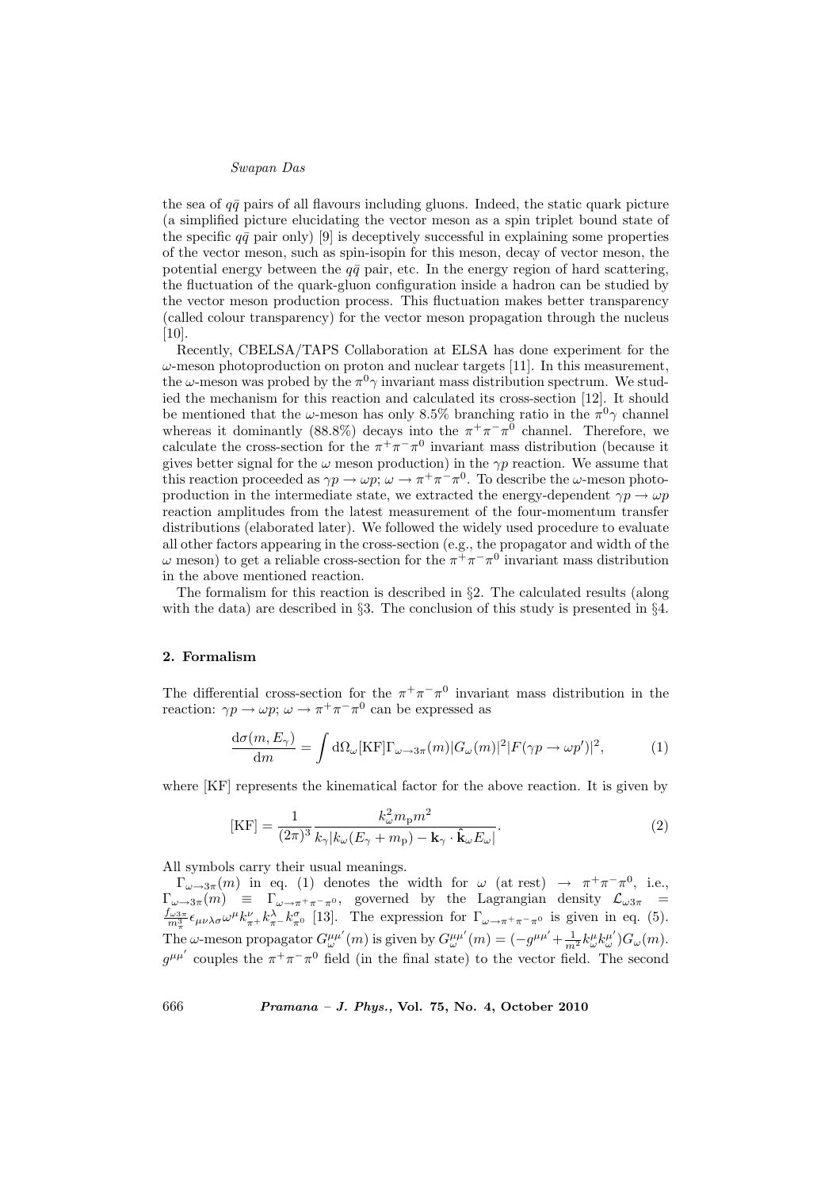the sea of $q\bar{q}$ pairs of all flavours including gluons. Indeed, the static quark picture (a simplified picture elucidating the vector meson as a spin triplet bound state of the specific $q\bar{q}$ pair only) [9] is deceptively successful in explaining some properties of the vector meson, such as spin-isopin for this meson, decay of vector meson, the potential energy between the $q\bar{q}$ pair, etc. In the energy region of hard scattering, the fluctuation of the quark-gluon configuration inside a hadron can be studied by the vector meson production process. This fluctuation makes better transparency (called colour transparency) for the vector meson propagation through the nucleus [10].

Recently, CBELSA/TAPS Collaboration at ELSA has done experiment for the $\omega$-meson photoproduction on proton and nuclear targets [11]. In this measurement, the $\omega$-meson was probed by the $\pi^0\gamma$ invariant mass distribution spectrum. We studied the mechanism for this reaction and calculated its cross-section [12]. It should be mentioned that the $\omega$-meson has only 8.5% branching ratio in the $\pi^0\gamma$ channel whereas it dominantly (88.8%) decays into the $\pi^+\pi^-\pi^0$ channel. Therefore, we calculate the cross-section for the $\pi^+\pi^-\pi^0$ invariant mass distribution (because it gives better signal for the $\omega$ meson production) in the $\gamma p$ reaction. We assume that this reaction proceeded as $\gamma p \to \omega p$; $\omega \to \pi^+\pi^-\pi^0$. To describe the $\omega$-meson photoproduction in the intermediate state, we extracted the energy-dependent $\gamma p \to \omega p$ reaction amplitudes from the latest measurement of the four-momentum transfer distributions (elaborated later). We followed the widely used procedure to evaluate all other factors appearing in the cross-section (e.g., the propagator and width of the $\omega$ meson) to get a reliable cross-section for the $\pi^+\pi^-\pi^0$ invariant mass distribution in the above mentioned reaction.

The formalism for this reaction is described in §2. The calculated results (along with the data) are described in §3. The conclusion of this study is presented in §4.

## 2. Formalism

The differential cross-section for the $\pi^+\pi^-\pi^0$ invariant mass distribution in the reaction: $\gamma p \to \omega p$; $\omega \to \pi^+\pi^-\pi^0$ can be expressed as

$$\frac{\mathrm{d}\sigma(m, E_\gamma)}{\mathrm{d}m} = \int \mathrm{d}\Omega_\omega [\mathrm{KF}] \Gamma_{\omega\to 3\pi}(m) |G_\omega(m)|^2 |F(\gamma p \to \omega p')|^2, \tag{1}$$

where [KF] represents the kinematical factor for the above reaction. It is given by

$$[\mathrm{KF}] = \frac{1}{(2\pi)^3} \frac{k_\omega^2 m_\mathrm{p} m^2}{k_\gamma |k_\omega (E_\gamma + m_\mathrm{p}) - \mathbf{k}_\gamma \cdot \hat{\mathbf{k}}_\omega E_\omega|}. \tag{2}$$

All symbols carry their usual meanings.

$\Gamma_{\omega\to 3\pi}(m)$ in eq. (1) denotes the width for $\omega$ (at rest) $\to \pi^+\pi^-\pi^0$, i.e., $\Gamma_{\omega\to 3\pi}(m) \equiv \Gamma_{\omega\to\pi^+\pi^-\pi^0}$, governed by the Lagrangian density $\mathcal{L}_{\omega 3\pi} = \frac{f_{\omega 3\pi}}{m_\pi^3} \epsilon_{\mu\nu\lambda\sigma} \omega^\mu k^\nu_{\pi^+} k^\lambda_{\pi^-} k^\sigma_{\pi^0}$ [13]. The expression for $\Gamma_{\omega\to\pi^+\pi^-\pi^0}$ is given in eq. (5). The $\omega$-meson propagator $G^{\mu\mu'}_\omega(m)$ is given by $G^{\mu\mu'}_\omega(m) = (-g^{\mu\mu'} + \frac{1}{m^2} k^\mu_\omega k^{\mu'}_\omega) G_\omega(m)$. $g^{\mu\mu'}$ couples the $\pi^+\pi^-\pi^0$ field (in the final state) to the vector field. The second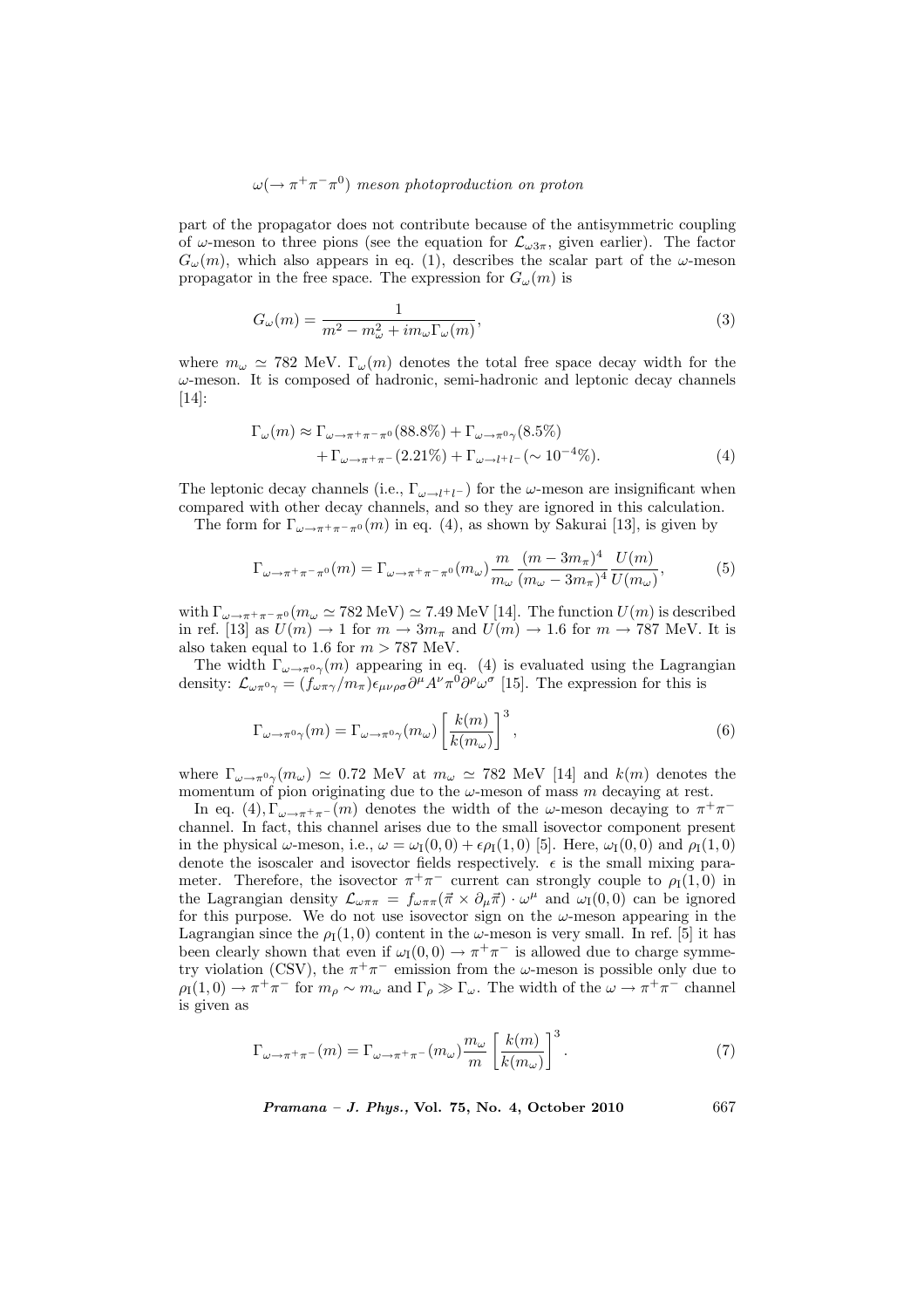part of the propagator does not contribute because of the antisymmetric coupling of $\omega$-meson to three pions (see the equation for $\mathcal{L}_{\omega 3\pi}$, given earlier). The factor $G_\omega(m)$, which also appears in eq. (1), describes the scalar part of the $\omega$-meson propagator in the free space. The expression for $G_\omega(m)$ is

$$G_\omega(m) = \frac{1}{m^2 - m_\omega^2 + i m_\omega \Gamma_\omega(m)}, \tag{3}$$

where $m_\omega \simeq 782$ MeV. $\Gamma_\omega(m)$ denotes the total free space decay width for the $\omega$-meson. It is composed of hadronic, semi-hadronic and leptonic decay channels [14]:

$$\begin{aligned}\Gamma_\omega(m) \approx\ & \Gamma_{\omega\to\pi^+\pi^-\pi^0}(88.8\%) + \Gamma_{\omega\to\pi^0\gamma}(8.5\%) \\ & + \Gamma_{\omega\to\pi^+\pi^-}(2.21\%) + \Gamma_{\omega\to l^+l^-}(\sim 10^{-4}\%).\end{aligned} \tag{4}$$

The leptonic decay channels (i.e., $\Gamma_{\omega\to l^+l^-}$) for the $\omega$-meson are insignificant when compared with other decay channels, and so they are ignored in this calculation.

The form for $\Gamma_{\omega\to\pi^+\pi^-\pi^0}(m)$ in eq. (4), as shown by Sakurai [13], is given by

$$\Gamma_{\omega\to\pi^+\pi^-\pi^0}(m) = \Gamma_{\omega\to\pi^+\pi^-\pi^0}(m_\omega)\frac{m}{m_\omega}\frac{(m-3m_\pi)^4}{(m_\omega - 3m_\pi)^4}\frac{U(m)}{U(m_\omega)}, \tag{5}$$

with $\Gamma_{\omega\to\pi^+\pi^-\pi^0}(m_\omega \simeq 782\,\text{MeV}) \simeq 7.49$ MeV [14]. The function $U(m)$ is described in ref. [13] as $U(m) \to 1$ for $m \to 3m_\pi$ and $U(m) \to 1.6$ for $m \to 787$ MeV. It is also taken equal to 1.6 for $m > 787$ MeV.

The width $\Gamma_{\omega\to\pi^0\gamma}(m)$ appearing in eq. (4) is evaluated using the Lagrangian density: $\mathcal{L}_{\omega\pi^0\gamma} = (f_{\omega\pi\gamma}/m_\pi)\epsilon_{\mu\nu\rho\sigma}\partial^\mu A^\nu \pi^0 \partial^\rho \omega^\sigma$ [15]. The expression for this is

$$\Gamma_{\omega\to\pi^0\gamma}(m) = \Gamma_{\omega\to\pi^0\gamma}(m_\omega)\left[\frac{k(m)}{k(m_\omega)}\right]^3, \tag{6}$$

where $\Gamma_{\omega\to\pi^0\gamma}(m_\omega) \simeq 0.72$ MeV at $m_\omega \simeq 782$ MeV [14] and $k(m)$ denotes the momentum of pion originating due to the $\omega$-meson of mass $m$ decaying at rest.

In eq. (4), $\Gamma_{\omega\to\pi^+\pi^-}(m)$ denotes the width of the $\omega$-meson decaying to $\pi^+\pi^-$ channel. In fact, this channel arises due to the small isovector component present in the physical $\omega$-meson, i.e., $\omega = \omega_{\rm I}(0,0) + \epsilon\rho_{\rm I}(1,0)$ [5]. Here, $\omega_{\rm I}(0,0)$ and $\rho_{\rm I}(1,0)$ denote the isoscaler and isovector fields respectively. $\epsilon$ is the small mixing parameter. Therefore, the isovector $\pi^+\pi^-$ current can strongly couple to $\rho_{\rm I}(1,0)$ in the Lagrangian density $\mathcal{L}_{\omega\pi\pi} = f_{\omega\pi\pi}(\vec{\pi}\times\partial_\mu\vec{\pi})\cdot\omega^\mu$ and $\omega_{\rm I}(0,0)$ can be ignored for this purpose. We do not use isovector sign on the $\omega$-meson appearing in the Lagrangian since the $\rho_{\rm I}(1,0)$ content in the $\omega$-meson is very small. In ref. [5] it has been clearly shown that even if $\omega_{\rm I}(0,0) \to \pi^+\pi^-$ is allowed due to charge symmetry violation (CSV), the $\pi^+\pi^-$ emission from the $\omega$-meson is possible only due to $\rho_{\rm I}(1,0) \to \pi^+\pi^-$ for $m_\rho \sim m_\omega$ and $\Gamma_\rho \gg \Gamma_\omega$. The width of the $\omega \to \pi^+\pi^-$ channel is given as

$$\Gamma_{\omega\to\pi^+\pi^-}(m) = \Gamma_{\omega\to\pi^+\pi^-}(m_\omega)\frac{m_\omega}{m}\left[\frac{k(m)}{k(m_\omega)}\right]^3. \tag{7}$$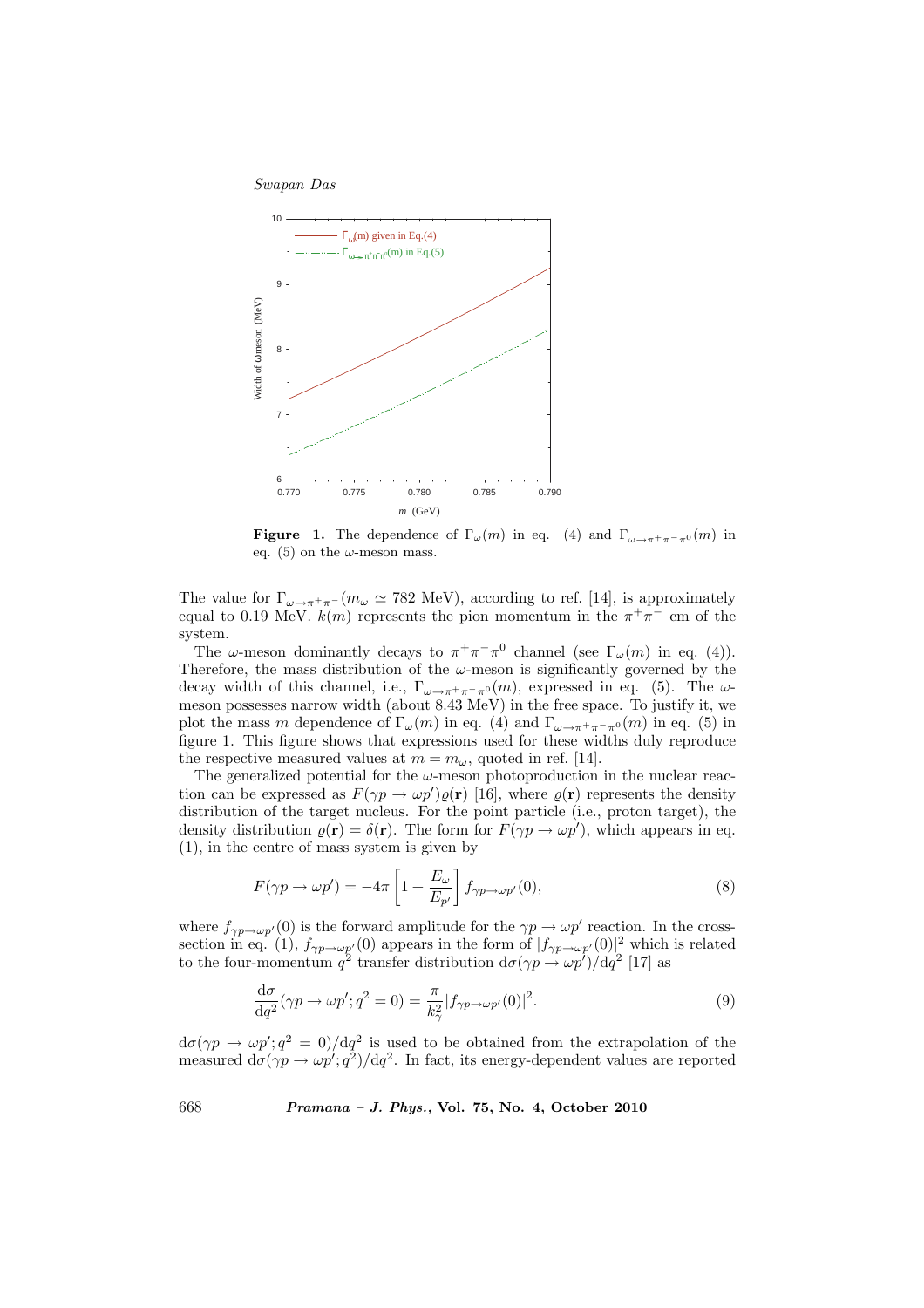**Figure 1.** The dependence of $\Gamma_\omega(m)$ in eq. (4) and $\Gamma_{\omega\to\pi^+\pi^-\pi^0}(m)$ in eq. (5) on the $\omega$-meson mass.

The value for $\Gamma_{\omega\to\pi^+\pi^-}(m_\omega \simeq 782$ MeV), according to ref. [14], is approximately equal to 0.19 MeV. $k(m)$ represents the pion momentum in the $\pi^+\pi^-$ cm of the system.

The $\omega$-meson dominantly decays to $\pi^+\pi^-\pi^0$ channel (see $\Gamma_\omega(m)$ in eq. (4)). Therefore, the mass distribution of the $\omega$-meson is significantly governed by the decay width of this channel, i.e., $\Gamma_{\omega\to\pi^+\pi^-\pi^0}(m)$, expressed in eq. (5). The $\omega$-meson possesses narrow width (about 8.43 MeV) in the free space. To justify it, we plot the mass $m$ dependence of $\Gamma_\omega(m)$ in eq. (4) and $\Gamma_{\omega\to\pi^+\pi^-\pi^0}(m)$ in eq. (5) in figure 1. This figure shows that expressions used for these widths duly reproduce the respective measured values at $m = m_\omega$, quoted in ref. [14].

The generalized potential for the $\omega$-meson photoproduction in the nuclear reaction can be expressed as $F(\gamma p \to \omega p')\varrho(\mathbf{r})$ [16], where $\varrho(\mathbf{r})$ represents the density distribution of the target nucleus. For the point particle (i.e., proton target), the density distribution $\varrho(\mathbf{r}) = \delta(\mathbf{r})$. The form for $F(\gamma p \to \omega p')$, which appears in eq. (1), in the centre of mass system is given by

$$F(\gamma p \to \omega p') = -4\pi \left[1 + \frac{E_\omega}{E_{p'}}\right] f_{\gamma p\to\omega p'}(0), \tag{8}$$

where $f_{\gamma p\to\omega p'}(0)$ is the forward amplitude for the $\gamma p \to \omega p'$ reaction. In the cross-section in eq. (1), $f_{\gamma p\to\omega p'}(0)$ appears in the form of $|f_{\gamma p\to\omega p'}(0)|^2$ which is related to the four-momentum $q^2$ transfer distribution $\mathrm{d}\sigma(\gamma p \to \omega p')/\mathrm{d}q^2$ [17] as

$$\frac{\mathrm{d}\sigma}{\mathrm{d}q^2}(\gamma p \to \omega p'; q^2 = 0) = \frac{\pi}{k_\gamma^2}|f_{\gamma p\to\omega p'}(0)|^2. \tag{9}$$

$\mathrm{d}\sigma(\gamma p \to \omega p'; q^2 = 0)/\mathrm{d}q^2$ is used to be obtained from the extrapolation of the measured $\mathrm{d}\sigma(\gamma p \to \omega p'; q^2)/\mathrm{d}q^2$. In fact, its energy-dependent values are reported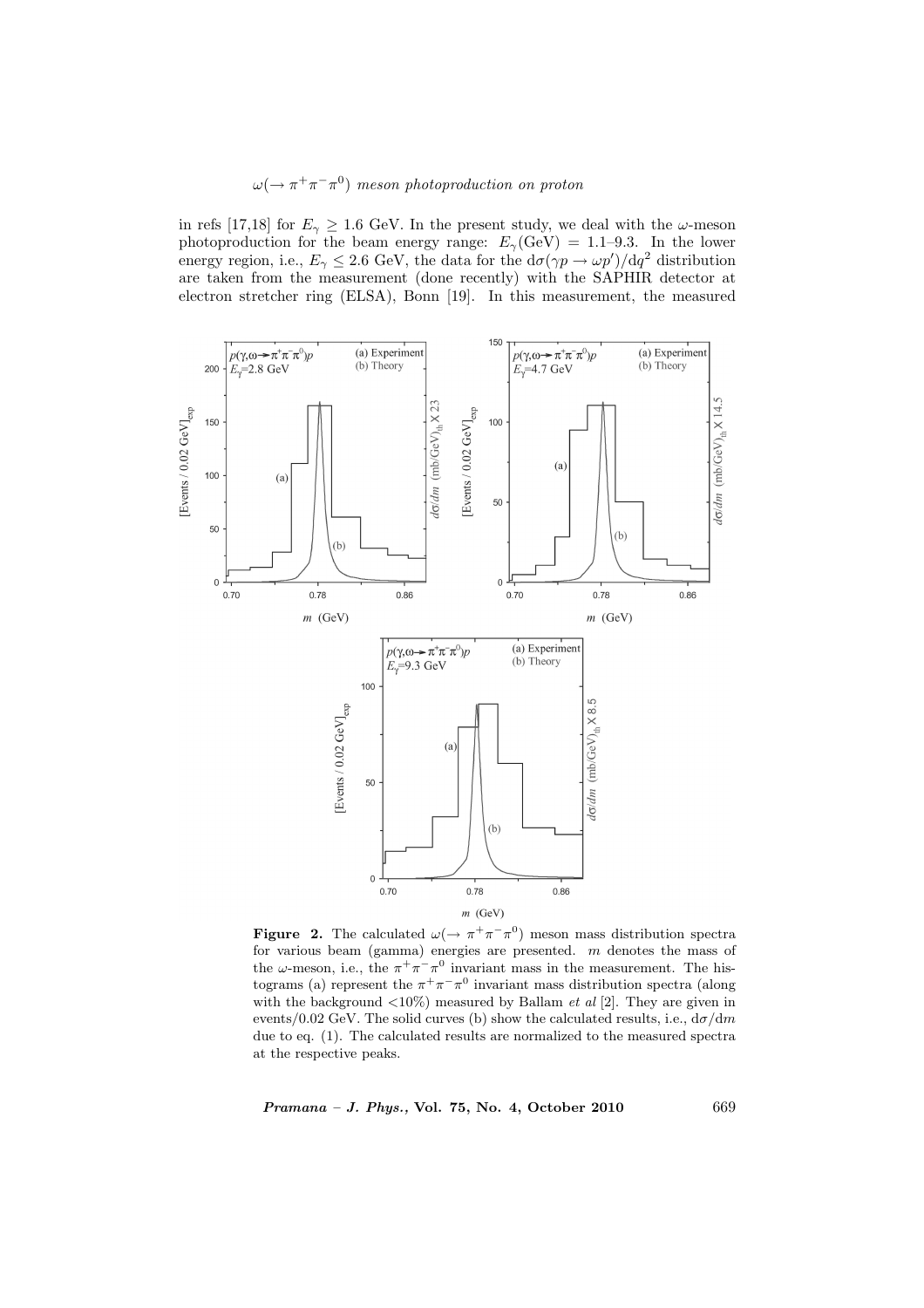in refs [17,18] for $E_\gamma \geq 1.6$ GeV. In the present study, we deal with the $\omega$-meson photoproduction for the beam energy range: $E_\gamma(\text{GeV}) = 1.1$–$9.3$. In the lower energy region, i.e., $E_\gamma \leq 2.6$ GeV, the data for the $\mathrm{d}\sigma(\gamma p \to \omega p')/\mathrm{d}q^2$ distribution are taken from the measurement (done recently) with the SAPHIR detector at electron stretcher ring (ELSA), Bonn [19]. In this measurement, the measured

**Figure 2.** The calculated $\omega(\to \pi^+\pi^-\pi^0)$ meson mass distribution spectra for various beam (gamma) energies are presented. $m$ denotes the mass of the $\omega$-meson, i.e., the $\pi^+\pi^-\pi^0$ invariant mass in the measurement. The histograms (a) represent the $\pi^+\pi^-\pi^0$ invariant mass distribution spectra (along with the background <10%) measured by Ballam *et al* [2]. They are given in events/0.02 GeV. The solid curves (b) show the calculated results, i.e., $\mathrm{d}\sigma/\mathrm{d}m$ due to eq. (1). The calculated results are normalized to the measured spectra at the respective peaks.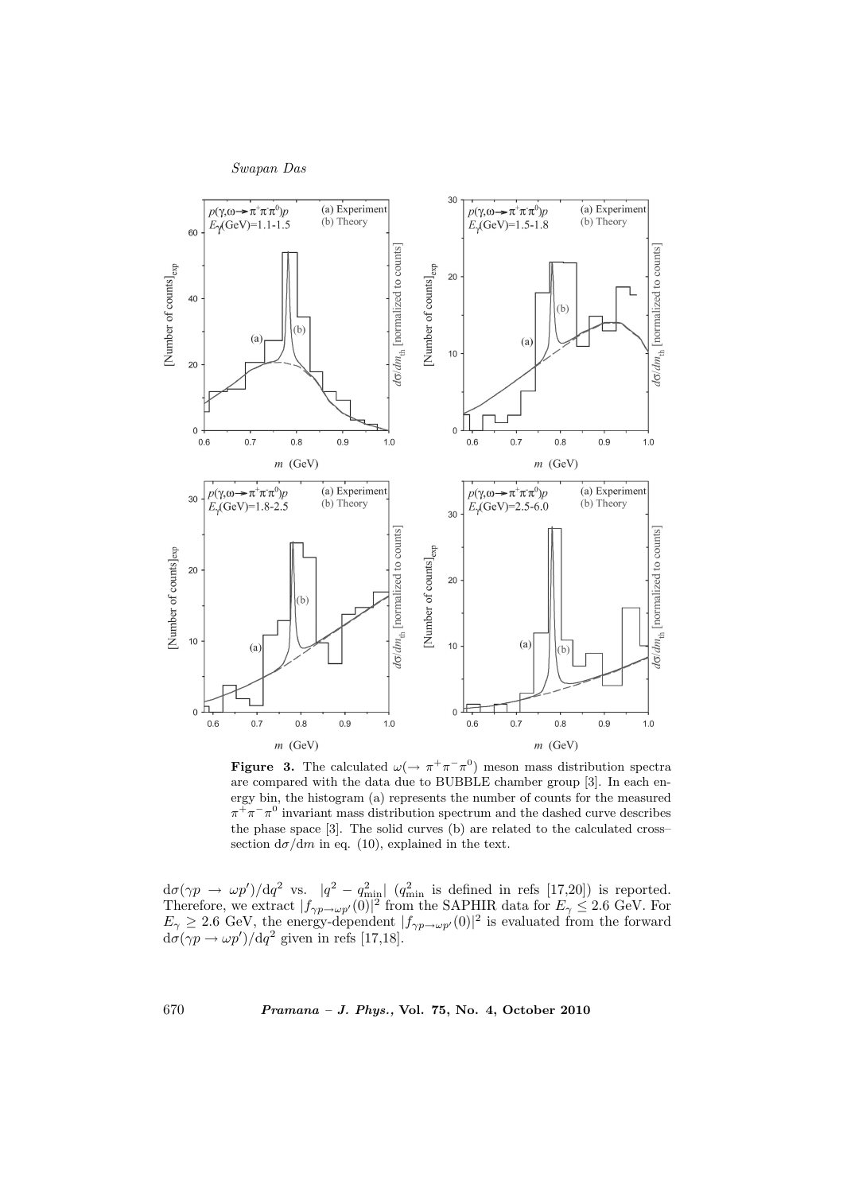**Figure 3.** The calculated $\omega(\rightarrow \pi^+\pi^-\pi^0)$ meson mass distribution spectra are compared with the data due to BUBBLE chamber group [3]. In each energy bin, the histogram (a) represents the number of counts for the measured $\pi^+\pi^-\pi^0$ invariant mass distribution spectrum and the dashed curve describes the phase space [3]. The solid curves (b) are related to the calculated cross–section $d\sigma/dm$ in eq. (10), explained in the text.

$d\sigma(\gamma p \rightarrow \omega p')/dq^2$ vs. $|q^2 - q^2_{\min}|$ ($q^2_{\min}$ is defined in refs [17,20]) is reported. Therefore, we extract $|f_{\gamma p \rightarrow \omega p'}(0)|^2$ from the SAPHIR data for $E_\gamma \leq 2.6$ GeV. For $E_\gamma \geq 2.6$ GeV, the energy-dependent $|f_{\gamma p \rightarrow \omega p'}(0)|^2$ is evaluated from the forward $d\sigma(\gamma p \rightarrow \omega p')/dq^2$ given in refs [17,18].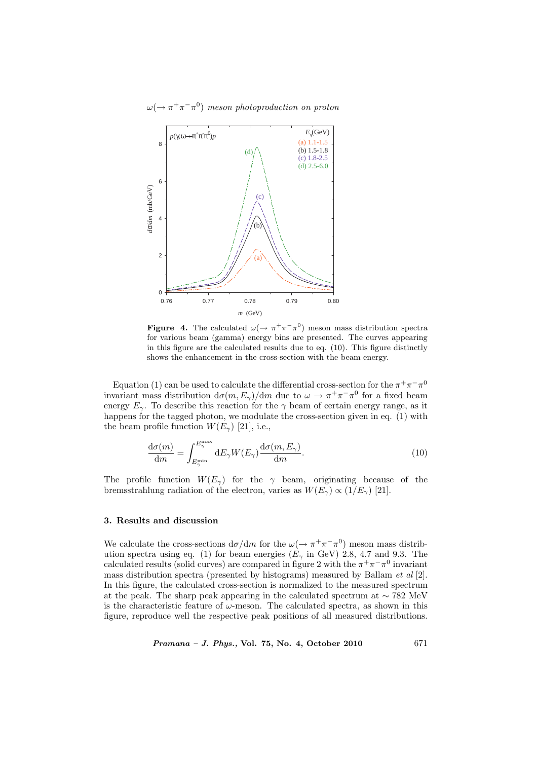**Figure 4.** The calculated $\omega(\rightarrow \pi^+\pi^-\pi^0)$ meson mass distribution spectra for various beam (gamma) energy bins are presented. The curves appearing in this figure are the calculated results due to eq. (10). This figure distinctly shows the enhancement in the cross-section with the beam energy.

Equation (1) can be used to calculate the differential cross-section for the $\pi^+\pi^-\pi^0$ invariant mass distribution $\mathrm{d}\sigma(m, E_\gamma)/\mathrm{d}m$ due to $\omega \rightarrow \pi^+\pi^-\pi^0$ for a fixed beam energy $E_\gamma$. To describe this reaction for the $\gamma$ beam of certain energy range, as it happens for the tagged photon, we modulate the cross-section given in eq. (1) with the beam profile function $W(E_\gamma)$ [21], i.e.,

$$\frac{\mathrm{d}\sigma(m)}{\mathrm{d}m} = \int_{E_\gamma^{\min}}^{E_\gamma^{\max}} \mathrm{d}E_\gamma W(E_\gamma) \frac{\mathrm{d}\sigma(m, E_\gamma)}{\mathrm{d}m}. \tag{10}$$

The profile function $W(E_\gamma)$ for the $\gamma$ beam, originating because of the bremsstrahlung radiation of the electron, varies as $W(E_\gamma) \propto (1/E_\gamma)$ [21].

## 3. Results and discussion

We calculate the cross-sections $\mathrm{d}\sigma/\mathrm{d}m$ for the $\omega(\rightarrow \pi^+\pi^-\pi^0)$ meson mass distribution spectra using eq. (1) for beam energies ($E_\gamma$ in GeV) 2.8, 4.7 and 9.3. The calculated results (solid curves) are compared in figure 2 with the $\pi^+\pi^-\pi^0$ invariant mass distribution spectra (presented by histograms) measured by Ballam *et al* [2]. In this figure, the calculated cross-section is normalized to the measured spectrum at the peak. The sharp peak appearing in the calculated spectrum at $\sim 782$ MeV is the characteristic feature of $\omega$-meson. The calculated spectra, as shown in this figure, reproduce well the respective peak positions of all measured distributions.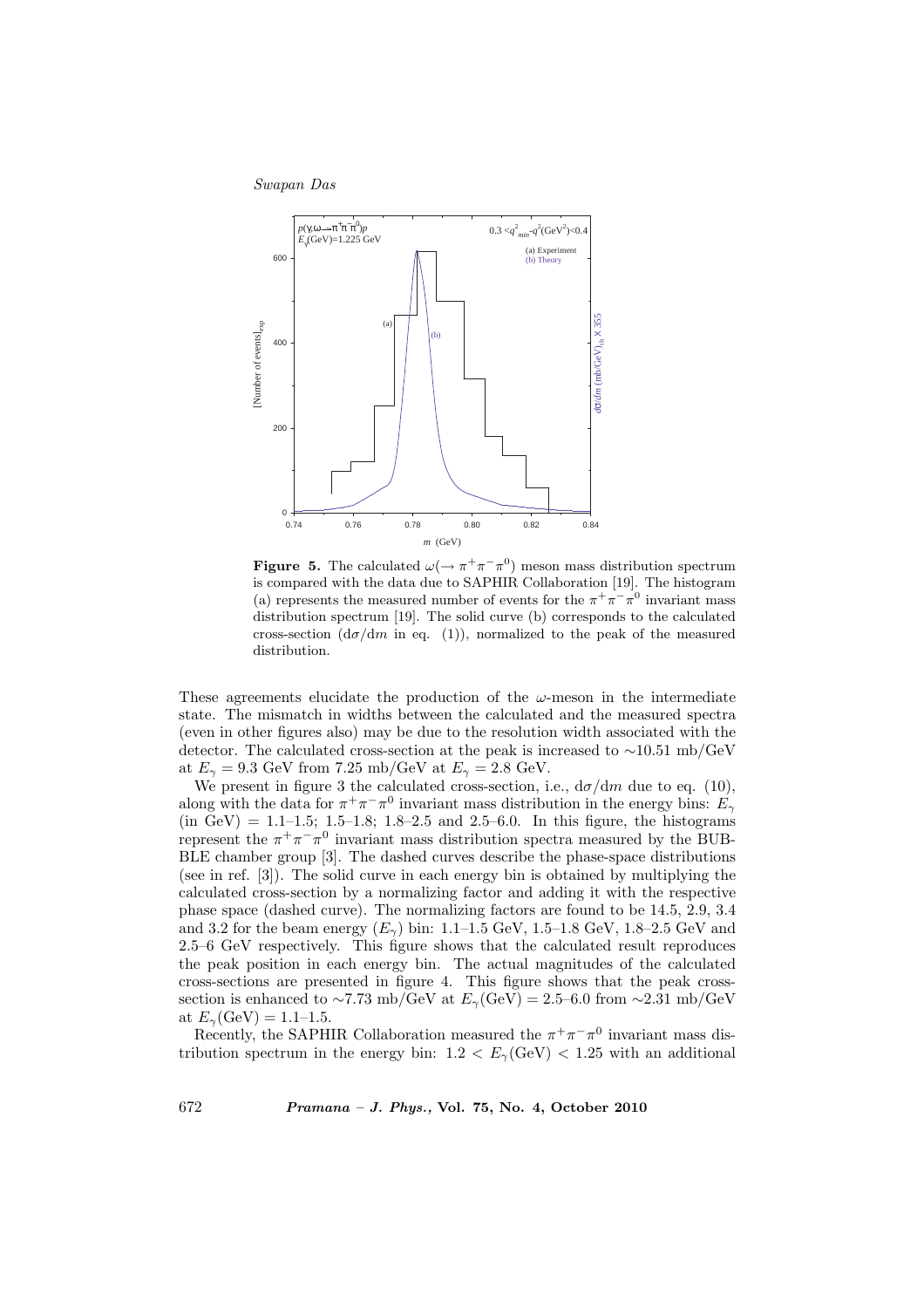**Figure 5.** The calculated $\omega(\rightarrow \pi^+\pi^-\pi^0)$ meson mass distribution spectrum is compared with the data due to SAPHIR Collaboration [19]. The histogram (a) represents the measured number of events for the $\pi^+\pi^-\pi^0$ invariant mass distribution spectrum [19]. The solid curve (b) corresponds to the calculated cross-section ($\mathrm{d}\sigma/\mathrm{d}m$ in eq. (1)), normalized to the peak of the measured distribution.

These agreements elucidate the production of the $\omega$-meson in the intermediate state. The mismatch in widths between the calculated and the measured spectra (even in other figures also) may be due to the resolution width associated with the detector. The calculated cross-section at the peak is increased to $\sim$10.51 mb/GeV at $E_\gamma = 9.3$ GeV from 7.25 mb/GeV at $E_\gamma = 2.8$ GeV.

We present in figure 3 the calculated cross-section, i.e., $\mathrm{d}\sigma/\mathrm{d}m$ due to eq. (10), along with the data for $\pi^+\pi^-\pi^0$ invariant mass distribution in the energy bins: $E_\gamma$ (in GeV) = 1.1–1.5; 1.5–1.8; 1.8–2.5 and 2.5–6.0. In this figure, the histograms represent the $\pi^+\pi^-\pi^0$ invariant mass distribution spectra measured by the BUBBLE chamber group [3]. The dashed curves describe the phase-space distributions (see in ref. [3]). The solid curve in each energy bin is obtained by multiplying the calculated cross-section by a normalizing factor and adding it with the respective phase space (dashed curve). The normalizing factors are found to be 14.5, 2.9, 3.4 and 3.2 for the beam energy ($E_\gamma$) bin: 1.1–1.5 GeV, 1.5–1.8 GeV, 1.8–2.5 GeV and 2.5–6 GeV respectively. This figure shows that the calculated result reproduces the peak position in each energy bin. The actual magnitudes of the calculated cross-sections are presented in figure 4. This figure shows that the peak cross-section is enhanced to $\sim$7.73 mb/GeV at $E_\gamma$(GeV) = 2.5–6.0 from $\sim$2.31 mb/GeV at $E_\gamma$(GeV) = 1.1–1.5.

Recently, the SAPHIR Collaboration measured the $\pi^+\pi^-\pi^0$ invariant mass distribution spectrum in the energy bin: $1.2 < E_\gamma(\mathrm{GeV}) < 1.25$ with an additional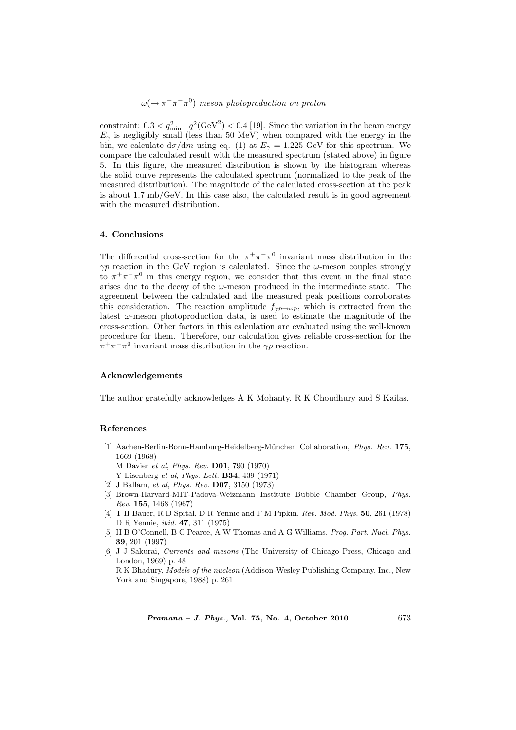constraint: $0.3 < q^2_{\min} - q^2(\mathrm{GeV}^2) < 0.4$ [19]. Since the variation in the beam energy $E_\gamma$ is negligibly small (less than 50 MeV) when compared with the energy in the bin, we calculate $\mathrm{d}\sigma/\mathrm{d}m$ using eq. (1) at $E_\gamma = 1.225$ GeV for this spectrum. We compare the calculated result with the measured spectrum (stated above) in figure 5. In this figure, the measured distribution is shown by the histogram whereas the solid curve represents the calculated spectrum (normalized to the peak of the measured distribution). The magnitude of the calculated cross-section at the peak is about 1.7 mb/GeV. In this case also, the calculated result is in good agreement with the measured distribution.

## 4. Conclusions

The differential cross-section for the $\pi^+\pi^-\pi^0$ invariant mass distribution in the $\gamma p$ reaction in the GeV region is calculated. Since the $\omega$-meson couples strongly to $\pi^+\pi^-\pi^0$ in this energy region, we consider that this event in the final state arises due to the decay of the $\omega$-meson produced in the intermediate state. The agreement between the calculated and the measured peak positions corroborates this consideration. The reaction amplitude $f_{\gamma p \to \omega p}$, which is extracted from the latest $\omega$-meson photoproduction data, is used to estimate the magnitude of the cross-section. Other factors in this calculation are evaluated using the well-known procedure for them. Therefore, our calculation gives reliable cross-section for the $\pi^+\pi^-\pi^0$ invariant mass distribution in the $\gamma p$ reaction.

## Acknowledgements

The author gratefully acknowledges A K Mohanty, R K Choudhury and S Kailas.

## References

[1] Aachen-Berlin-Bonn-Hamburg-Heidelberg-München Collaboration, *Phys. Rev.* **175**, 1669 (1968)
M Davier *et al*, *Phys. Rev.* **D01**, 790 (1970)
Y Eisenberg *et al*, *Phys. Lett.* **B34**, 439 (1971)

[2] J Ballam, *et al*, *Phys. Rev.* **D07**, 3150 (1973)

[3] Brown-Harvard-MIT-Padova-Weizmann Institute Bubble Chamber Group, *Phys. Rev.* **155**, 1468 (1967)

[4] T H Bauer, R D Spital, D R Yennie and F M Pipkin, *Rev. Mod. Phys.* **50**, 261 (1978)
D R Yennie, *ibid.* **47**, 311 (1975)

[5] H B O'Connell, B C Pearce, A W Thomas and A G Williams, *Prog. Part. Nucl. Phys.* **39**, 201 (1997)

[6] J J Sakurai, *Currents and mesons* (The University of Chicago Press, Chicago and London, 1969) p. 48
R K Bhadury, *Models of the nucleon* (Addison-Wesley Publishing Company, Inc., New York and Singapore, 1988) p. 261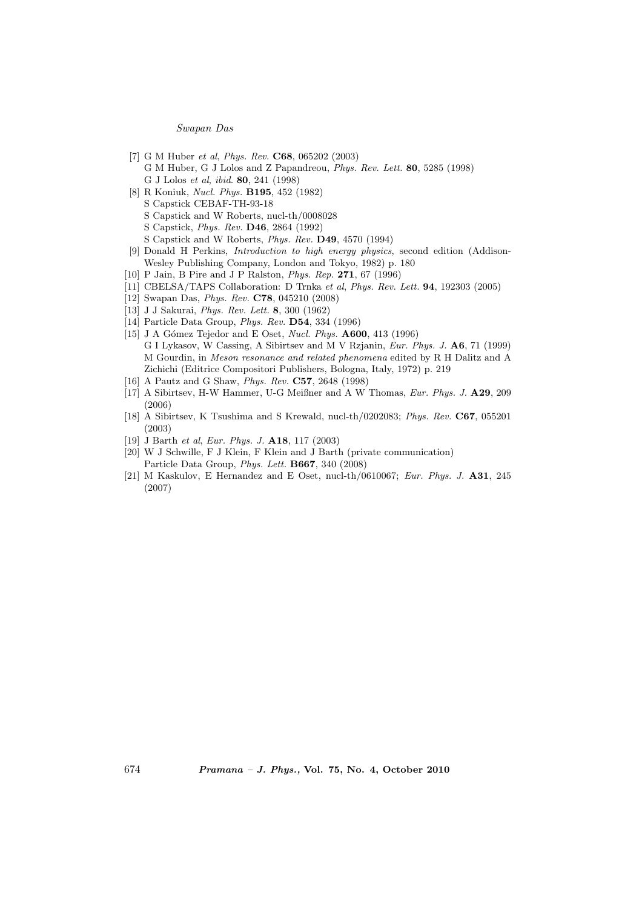[7] G M Huber *et al*, *Phys. Rev.* **C68**, 065202 (2003)
G M Huber, G J Lolos and Z Papandreou, *Phys. Rev. Lett.* **80**, 5285 (1998)
G J Lolos *et al*, *ibid.* **80**, 241 (1998)

[8] R Koniuk, *Nucl. Phys.* **B195**, 452 (1982)
S Capstick CEBAF-TH-93-18
S Capstick and W Roberts, nucl-th/0008028
S Capstick, *Phys. Rev.* **D46**, 2864 (1992)
S Capstick and W Roberts, *Phys. Rev.* **D49**, 4570 (1994)

[9] Donald H Perkins, *Introduction to high energy physics*, second edition (Addison-Wesley Publishing Company, London and Tokyo, 1982) p. 180

[10] P Jain, B Pire and J P Ralston, *Phys. Rep.* **271**, 67 (1996)

[11] CBELSA/TAPS Collaboration: D Trnka *et al*, *Phys. Rev. Lett.* **94**, 192303 (2005)

[12] Swapan Das, *Phys. Rev.* **C78**, 045210 (2008)

[13] J J Sakurai, *Phys. Rev. Lett.* **8**, 300 (1962)

[14] Particle Data Group, *Phys. Rev.* **D54**, 334 (1996)

[15] J A Gómez Tejedor and E Oset, *Nucl. Phys.* **A600**, 413 (1996)
G I Lykasov, W Cassing, A Sibirtsev and M V Rzjanin, *Eur. Phys. J.* **A6**, 71 (1999)
M Gourdin, in *Meson resonance and related phenomena* edited by R H Dalitz and A Zichichi (Editrice Compositori Publishers, Bologna, Italy, 1972) p. 219

[16] A Pautz and G Shaw, *Phys. Rev.* **C57**, 2648 (1998)

[17] A Sibirtsev, H-W Hammer, U-G Meißner and A W Thomas, *Eur. Phys. J.* **A29**, 209 (2006)

[18] A Sibirtsev, K Tsushima and S Krewald, nucl-th/0202083; *Phys. Rev.* **C67**, 055201 (2003)

[19] J Barth *et al*, *Eur. Phys. J.* **A18**, 117 (2003)

[20] W J Schwille, F J Klein, F Klein and J Barth (private communication)
Particle Data Group, *Phys. Lett.* **B667**, 340 (2008)

[21] M Kaskulov, E Hernandez and E Oset, nucl-th/0610067; *Eur. Phys. J.* **A31**, 245 (2007)